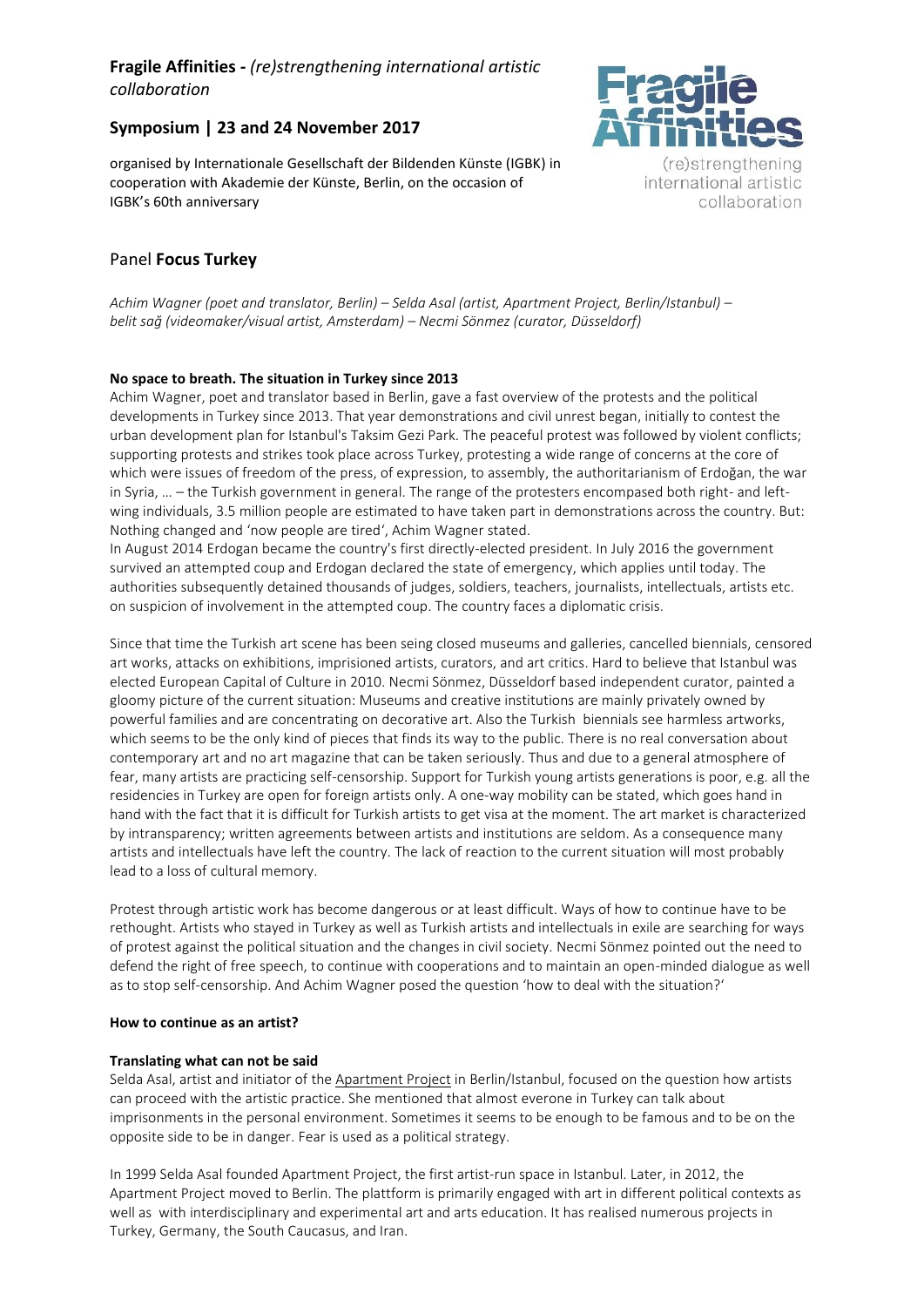# Fragile Affinities - *(re)strengthening international artistic collaboration*

## Symposium | 23 and 24 November 2017

organised by Internationale Gesellschaft der Bildenden Künste (IGBK) in cooperation with Akademie der Künste, Berlin, on the occasion of IGBK's 60th anniversary

Fragile Affinities
(re)strengthening international artistic collaboration

## Panel **Focus Turkey**

*Achim Wagner (poet and translator, Berlin) – Selda Asal (artist, Apartment Project, Berlin/Istanbul) – belit sağ (videomaker/visual artist, Amsterdam) – Necmi Sönmez (curator, Düsseldorf)*

### No space to breath. The situation in Turkey since 2013

Achim Wagner, poet and translator based in Berlin, gave a fast overview of the protests and the political developments in Turkey since 2013. That year demonstrations and civil unrest began, initially to contest the urban development plan for Istanbul's Taksim Gezi Park. The peaceful protest was followed by violent conflicts; supporting protests and strikes took place across Turkey, protesting a wide range of concerns at the core of which were issues of freedom of the press, of expression, to assembly, the authoritarianism of Erdoğan, the war in Syria, … – the Turkish government in general. The range of the protesters encompased both right- and left-wing individuals, 3.5 million people are estimated to have taken part in demonstrations across the country. But: Nothing changed and 'now people are tired', Achim Wagner stated.
In August 2014 Erdogan became the country's first directly-elected president. In July 2016 the government survived an attempted coup and Erdogan declared the state of emergency, which applies until today. The authorities subsequently detained thousands of judges, soldiers, teachers, journalists, intellectuals, artists etc. on suspicion of involvement in the attempted coup. The country faces a diplomatic crisis.

Since that time the Turkish art scene has been seing closed museums and galleries, cancelled biennials, censored art works, attacks on exhibitions, imprisioned artists, curators, and art critics. Hard to believe that Istanbul was elected European Capital of Culture in 2010. Necmi Sönmez, Düsseldorf based independent curator, painted a gloomy picture of the current situation: Museums and creative institutions are mainly privately owned by powerful families and are concentrating on decorative art. Also the Turkish biennials see harmless artworks, which seems to be the only kind of pieces that finds its way to the public. There is no real conversation about contemporary art and no art magazine that can be taken seriously. Thus and due to a general atmosphere of fear, many artists are practicing self-censorship. Support for Turkish young artists generations is poor, e.g. all the residencies in Turkey are open for foreign artists only. A one-way mobility can be stated, which goes hand in hand with the fact that it is difficult for Turkish artists to get visa at the moment. The art market is characterized by intransparency; written agreements between artists and institutions are seldom. As a consequence many artists and intellectuals have left the country. The lack of reaction to the current situation will most probably lead to a loss of cultural memory.

Protest through artistic work has become dangerous or at least difficult. Ways of how to continue have to be rethought. Artists who stayed in Turkey as well as Turkish artists and intellectuals in exile are searching for ways of protest against the political situation and the changes in civil society. Necmi Sönmez pointed out the need to defend the right of free speech, to continue with cooperations and to maintain an open-minded dialogue as well as to stop self-censorship. And Achim Wagner posed the question 'how to deal with the situation?'

### How to continue as an artist?

### Translating what can not be said

Selda Asal, artist and initiator of the Apartment Project in Berlin/Istanbul, focused on the question how artists can proceed with the artistic practice. She mentioned that almost everone in Turkey can talk about imprisonments in the personal environment. Sometimes it seems to be enough to be famous and to be on the opposite side to be in danger. Fear is used as a political strategy.

In 1999 Selda Asal founded Apartment Project, the first artist-run space in Istanbul. Later, in 2012, the Apartment Project moved to Berlin. The plattform is primarily engaged with art in different political contexts as well as with interdisciplinary and experimental art and arts education. It has realised numerous projects in Turkey, Germany, the South Caucasus, and Iran.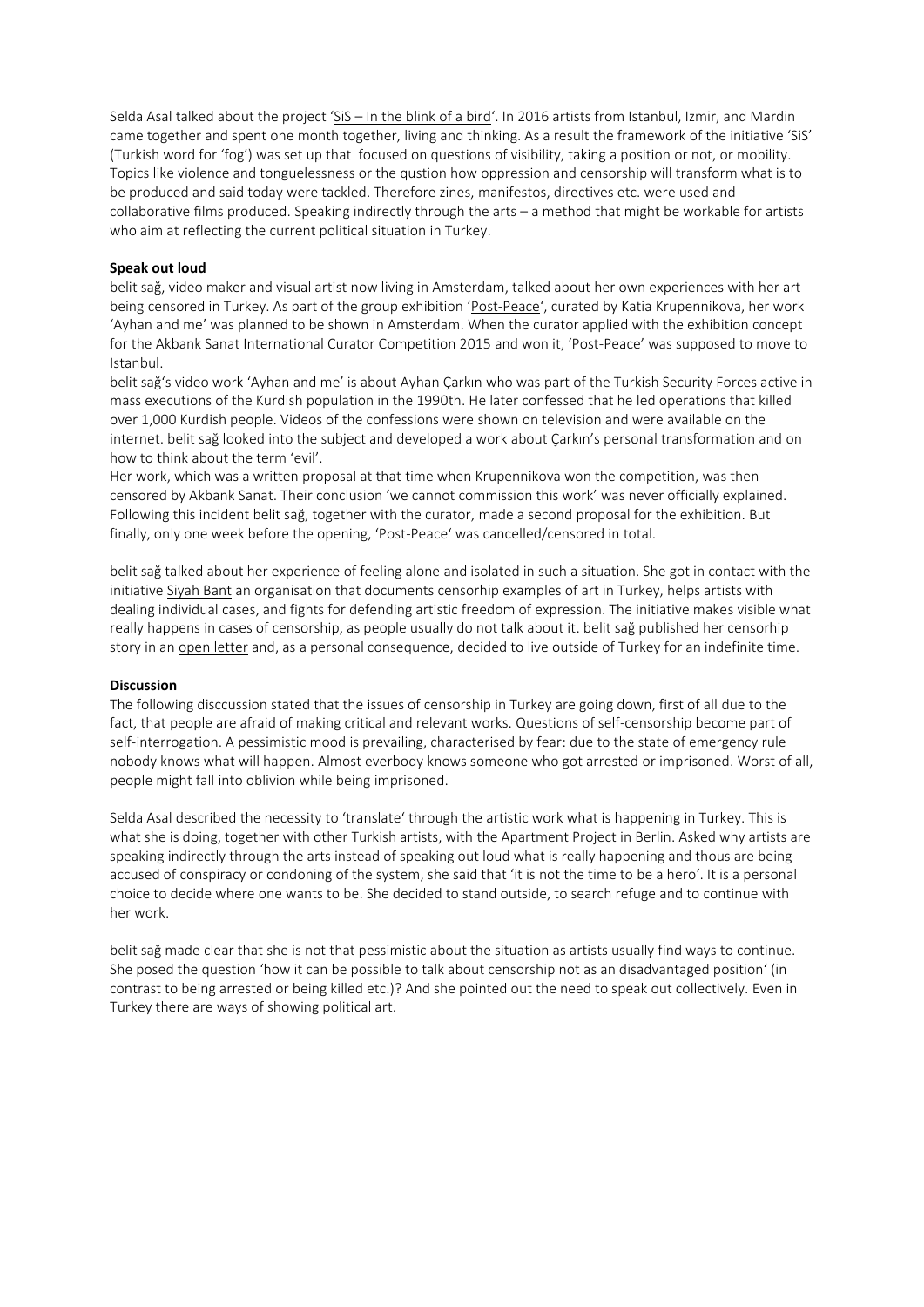Selda Asal talked about the project 'SiS – In the blink of a bird'. In 2016 artists from Istanbul, Izmir, and Mardin came together and spent one month together, living and thinking. As a result the framework of the initiative 'SiS' (Turkish word for 'fog') was set up that focused on questions of visibility, taking a position or not, or mobility. Topics like violence and tonguelessness or the qustion how oppression and censorship will transform what is to be produced and said today were tackled. Therefore zines, manifestos, directives etc. were used and collaborative films produced. Speaking indirectly through the arts – a method that might be workable for artists who aim at reflecting the current political situation in Turkey.

**Speak out loud**

belit sağ, video maker and visual artist now living in Amsterdam, talked about her own experiences with her art being censored in Turkey. As part of the group exhibition 'Post-Peace', curated by Katia Krupennikova, her work 'Ayhan and me' was planned to be shown in Amsterdam. When the curator applied with the exhibition concept for the Akbank Sanat International Curator Competition 2015 and won it, 'Post-Peace' was supposed to move to Istanbul.

belit sağ's video work 'Ayhan and me' is about Ayhan Çarkın who was part of the Turkish Security Forces active in mass executions of the Kurdish population in the 1990th. He later confessed that he led operations that killed over 1,000 Kurdish people. Videos of the confessions were shown on television and were available on the internet. belit sağ looked into the subject and developed a work about Çarkın's personal transformation and on how to think about the term 'evil'.

Her work, which was a written proposal at that time when Krupennikova won the competition, was then censored by Akbank Sanat. Their conclusion 'we cannot commission this work' was never officially explained. Following this incident belit sağ, together with the curator, made a second proposal for the exhibition. But finally, only one week before the opening, 'Post-Peace' was cancelled/censored in total.

belit sağ talked about her experience of feeling alone and isolated in such a situation. She got in contact with the initiative Siyah Bant an organisation that documents censorhip examples of art in Turkey, helps artists with dealing individual cases, and fights for defending artistic freedom of expression. The initiative makes visible what really happens in cases of censorship, as people usually do not talk about it. belit sağ published her censorhip story in an open letter and, as a personal consequence, decided to live outside of Turkey for an indefinite time.

**Discussion**

The following disccussion stated that the issues of censorship in Turkey are going down, first of all due to the fact, that people are afraid of making critical and relevant works. Questions of self-censorship become part of self-interrogation. A pessimistic mood is prevailing, characterised by fear: due to the state of emergency rule nobody knows what will happen. Almost everbody knows someone who got arrested or imprisoned. Worst of all, people might fall into oblivion while being imprisoned.

Selda Asal described the necessity to 'translate' through the artistic work what is happening in Turkey. This is what she is doing, together with other Turkish artists, with the Apartment Project in Berlin. Asked why artists are speaking indirectly through the arts instead of speaking out loud what is really happening and thous are being accused of conspiracy or condoning of the system, she said that 'it is not the time to be a hero'. It is a personal choice to decide where one wants to be. She decided to stand outside, to search refuge and to continue with her work.

belit sağ made clear that she is not that pessimistic about the situation as artists usually find ways to continue. She posed the question 'how it can be possible to talk about censorship not as an disadvantaged position' (in contrast to being arrested or being killed etc.)? And she pointed out the need to speak out collectively. Even in Turkey there are ways of showing political art.